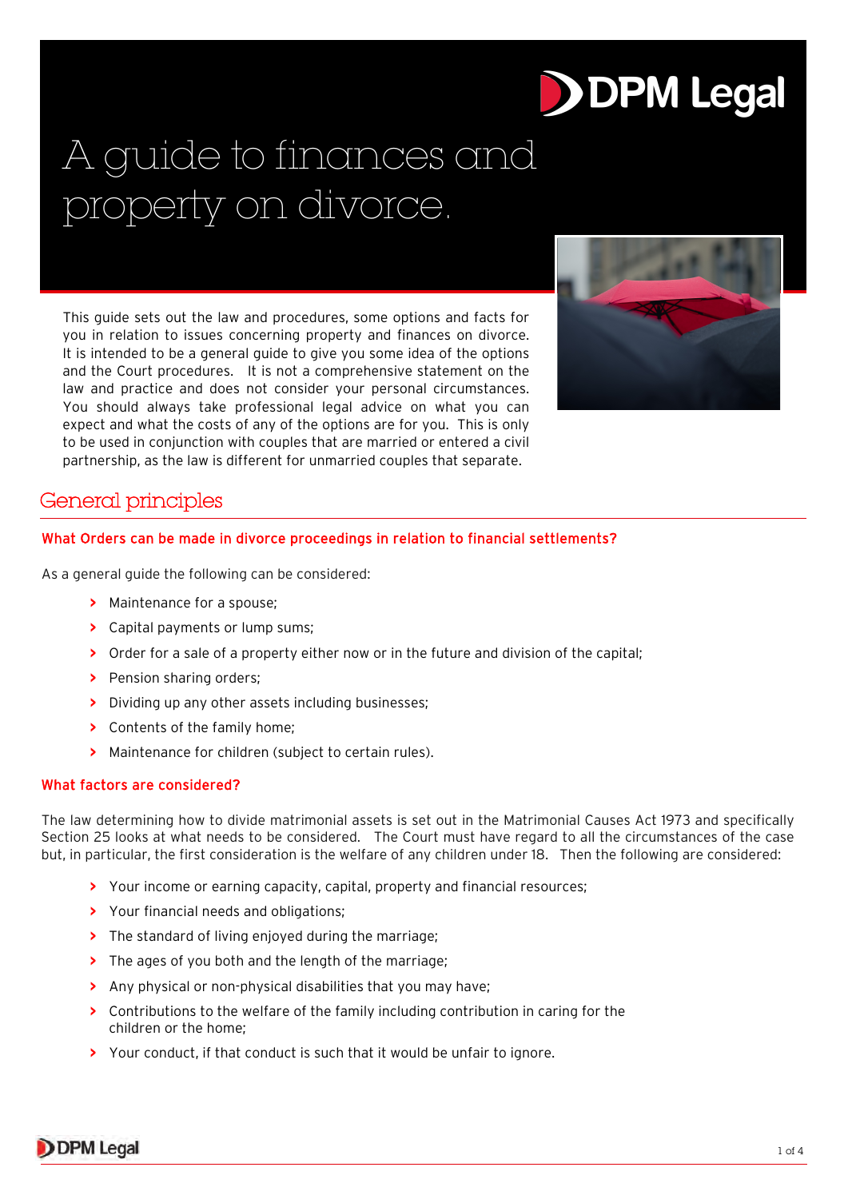# A guide to finances and property on divorce.

This guide sets out the law and procedures, some options and facts for you in relation to issues concerning property and finances on divorce. It is intended to be a general guide to give you some idea of the options and the Court procedures. It is not a comprehensive statement on the law and practice and does not consider your personal circumstances. You should always take professional legal advice on what you can expect and what the costs of any of the options are for you. This is only to be used in conjunction with couples that are married or entered a civil partnership, as the law is different for unmarried couples that separate.

## General principles

### What Orders can be made in divorce proceedings in relation to financial settlements?

As a general guide the following can be considered:

- Maintenance for a spouse;
- Capital payments or lump sums;
- Order for a sale of a property either now or in the future and division of the capital;
- Pension sharing orders;
- Dividing up any other assets including businesses;
- Contents of the family home;
- Maintenance for children (subject to certain rules).

### What factors are considered?

The law determining how to divide matrimonial assets is set out in the Matrimonial Causes Act 1973 and specifically Section 25 looks at what needs to be considered. The Court must have regard to all the circumstances of the case but, in particular, the first consideration is the welfare of any children under 18. Then the following are considered:

- Your income or earning capacity, capital, property and financial resources;
- Your financial needs and obligations;
- The standard of living enjoyed during the marriage;
- The ages of you both and the length of the marriage;
- Any physical or non-physical disabilities that you may have;
- Contributions to the welfare of the family including contribution in caring for the children or the home;
- Your conduct, if that conduct is such that it would be unfair to ignore.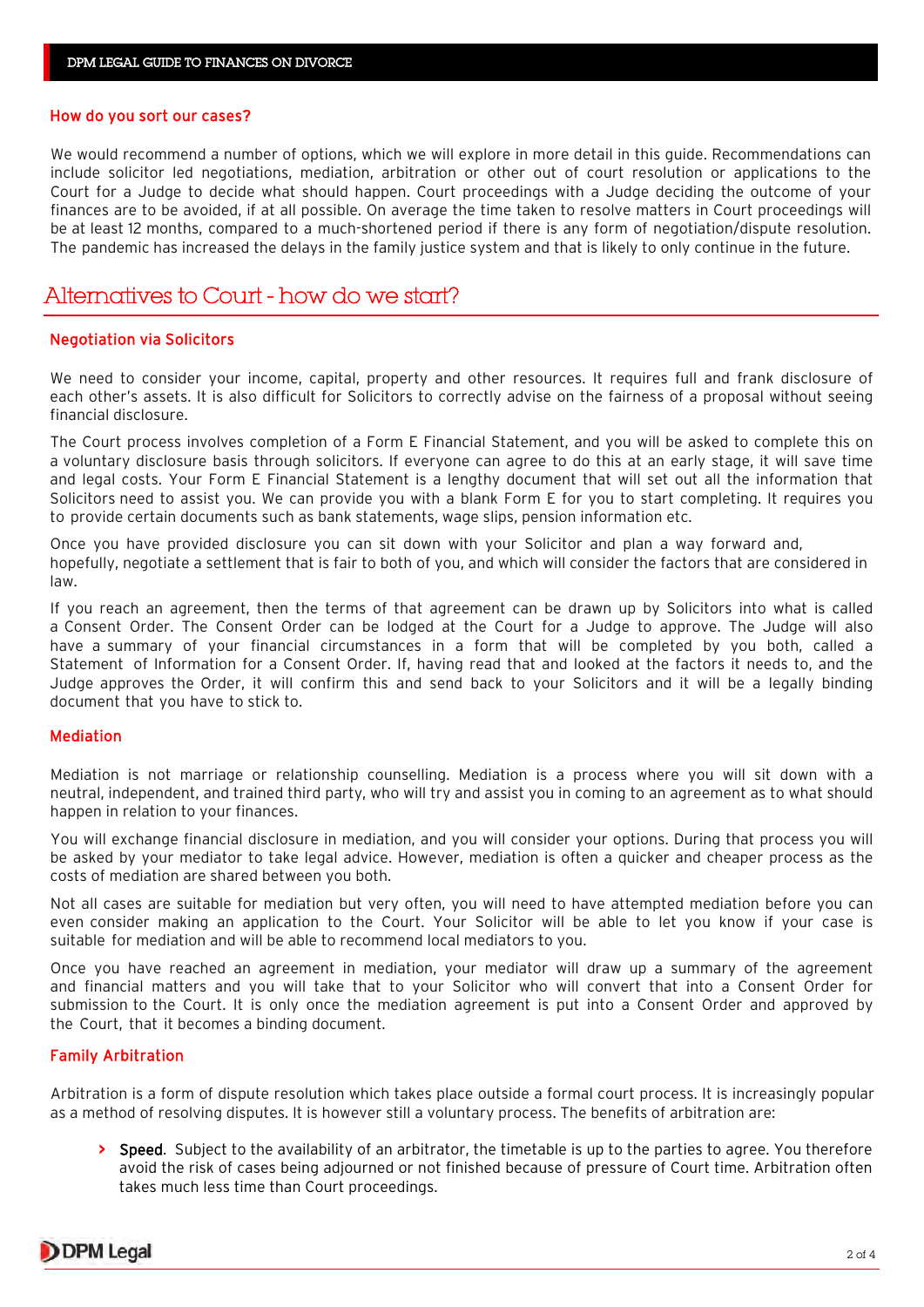### How do you sort our cases?

We would recommend a number of options, which we will explore in more detail in this guide. Recommendations can include solicitor led negotiations, mediation, arbitration or other out of court resolution or applications to the Court for a Judge to decide what should happen. Court proceedings with a Judge deciding the outcome of your finances are to be avoided, if at all possible. On average the time taken to resolve matters in Court proceedings will be at least 12 months, compared to a much-shortened period if there is any form of negotiation/dispute resolution. The pandemic has increased the delays in the family justice system and that is likely to only continue in the future.

## Alternatives to Court - how do we start?

### Negotiation via Solicitors

We need to consider your income, capital, property and other resources. It requires full and frank disclosure of each other's assets. It is also difficult for Solicitors to correctly advise on the fairness of a proposal without seeing financial disclosure.

The Court process involves completion of a Form E Financial Statement, and you will be asked to complete this on a voluntary disclosure basis through solicitors. If everyone can agree to do this at an early stage, it will save time and legal costs. Your Form E Financial Statement is a lengthy document that will set out all the information that Solicitors need to assist you. We can provide you with a blank Form E for you to start completing. It requires you to provide certain documents such as bank statements, wage slips, pension information etc.

Once you have provided disclosure you can sit down with your Solicitor and plan a way forward and, hopefully, negotiate a settlement that is fair to both of you, and which will consider the factors that are considered in law.

If you reach an agreement, then the terms of that agreement can be drawn up by Solicitors into what is called a Consent Order. The Consent Order can be lodged at the Court for a Judge to approve. The Judge will also have a summary of your financial circumstances in a form that will be completed by you both, called a Statement of Information for a Consent Order. If, having read that and looked at the factors it needs to, and the Judge approves the Order, it will confirm this and send back to your Solicitors and it will be a legally binding document that you have to stick to.

### Mediation

Mediation is not marriage or relationship counselling. Mediation is a process where you will sit down with a neutral, independent, and trained third party, who will try and assist you in coming to an agreement as to what should happen in relation to your finances.

You will exchange financial disclosure in mediation, and you will consider your options. During that process you will be asked by your mediator to take legal advice. However, mediation is often a quicker and cheaper process as the costs of mediation are shared between you both.

Not all cases are suitable for mediation but very often, you will need to have attempted mediation before you can even consider making an application to the Court. Your Solicitor will be able to let you know if your case is suitable for mediation and will be able to recommend local mediators to you.

Once you have reached an agreement in mediation, your mediator will draw up a summary of the agreement and financial matters and you will take that to your Solicitor who will convert that into a Consent Order for submission to the Court. It is only once the mediation agreement is put into a Consent Order and approved by the Court, that it becomes a binding document.

### Family Arbitration

Arbitration is a form of dispute resolution which takes place outside a formal court process. It is increasingly popular as a method of resolving disputes. It is however still a voluntary process. The benefits of arbitration are:

- **Speed**. Subject to the availability of an arbitrator, the timetable is up to the parties to agree. You therefore avoid the risk of cases being adjourned or not finished because of pressure of Court time. Arbitration often takes much less time than Court proceedings.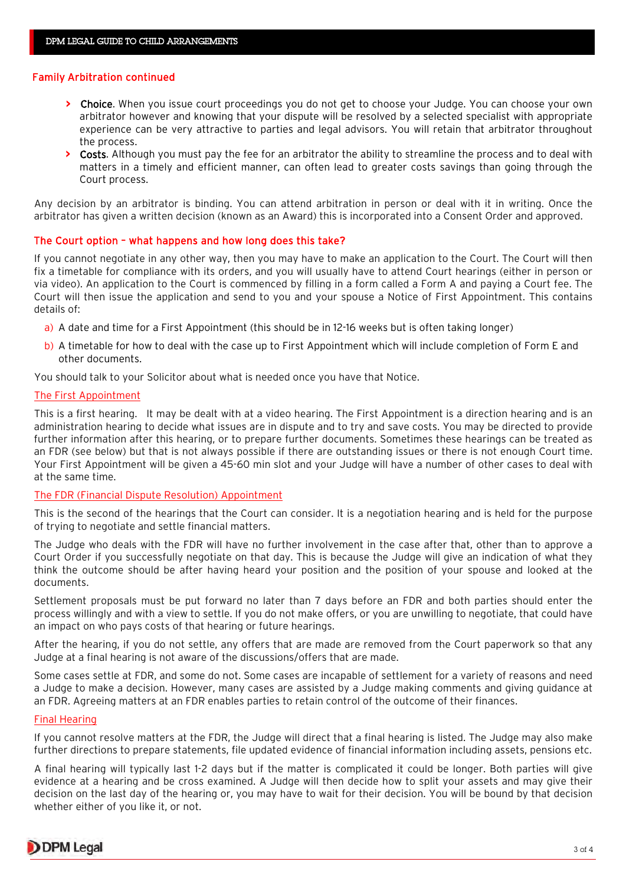## Family Arbitration continued

- **Choice**. When you issue court proceedings you do not get to choose your Judge. You can choose your own arbitrator however and knowing that your dispute will be resolved by a selected specialist with appropriate experience can be very attractive to parties and legal advisors. You will retain that arbitrator throughout the process.
- **Costs**. Although you must pay the fee for an arbitrator the ability to streamline the process and to deal with matters in a timely and efficient manner, can often lead to greater costs savings than going through the Court process.

Any decision by an arbitrator is binding. You can attend arbitration in person or deal with it in writing. Once the arbitrator has given a written decision (known as an Award) this is incorporated into a Consent Order and approved.

## The Court option – what happens and how long does this take?

If you cannot negotiate in any other way, then you may have to make an application to the Court. The Court will then fix a timetable for compliance with its orders, and you will usually have to attend Court hearings (either in person or via video). An application to the Court is commenced by filling in a form called a Form A and paying a Court fee. The Court will then issue the application and send to you and your spouse a Notice of First Appointment. This contains details of:

a) A date and time for a First Appointment (this should be in 12-16 weeks but is often taking longer)

b) A timetable for how to deal with the case up to First Appointment which will include completion of Form E and other documents.

You should talk to your Solicitor about what is needed once you have that Notice.

### The First Appointment

This is a first hearing. It may be dealt with at a video hearing. The First Appointment is a direction hearing and is an administration hearing to decide what issues are in dispute and to try and save costs. You may be directed to provide further information after this hearing, or to prepare further documents. Sometimes these hearings can be treated as an FDR (see below) but that is not always possible if there are outstanding issues or there is not enough Court time. Your First Appointment will be given a 45-60 min slot and your Judge will have a number of other cases to deal with at the same time.

### The FDR (Financial Dispute Resolution) Appointment

This is the second of the hearings that the Court can consider. It is a negotiation hearing and is held for the purpose of trying to negotiate and settle financial matters.

The Judge who deals with the FDR will have no further involvement in the case after that, other than to approve a Court Order if you successfully negotiate on that day. This is because the Judge will give an indication of what they think the outcome should be after having heard your position and the position of your spouse and looked at the documents.

Settlement proposals must be put forward no later than 7 days before an FDR and both parties should enter the process willingly and with a view to settle. If you do not make offers, or you are unwilling to negotiate, that could have an impact on who pays costs of that hearing or future hearings.

After the hearing, if you do not settle, any offers that are made are removed from the Court paperwork so that any Judge at a final hearing is not aware of the discussions/offers that are made.

Some cases settle at FDR, and some do not. Some cases are incapable of settlement for a variety of reasons and need a Judge to make a decision. However, many cases are assisted by a Judge making comments and giving guidance at an FDR. Agreeing matters at an FDR enables parties to retain control of the outcome of their finances.

### Final Hearing

If you cannot resolve matters at the FDR, the Judge will direct that a final hearing is listed. The Judge may also make further directions to prepare statements, file updated evidence of financial information including assets, pensions etc.

A final hearing will typically last 1-2 days but if the matter is complicated it could be longer. Both parties will give evidence at a hearing and be cross examined. A Judge will then decide how to split your assets and may give their decision on the last day of the hearing or, you may have to wait for their decision. You will be bound by that decision whether either of you like it, or not.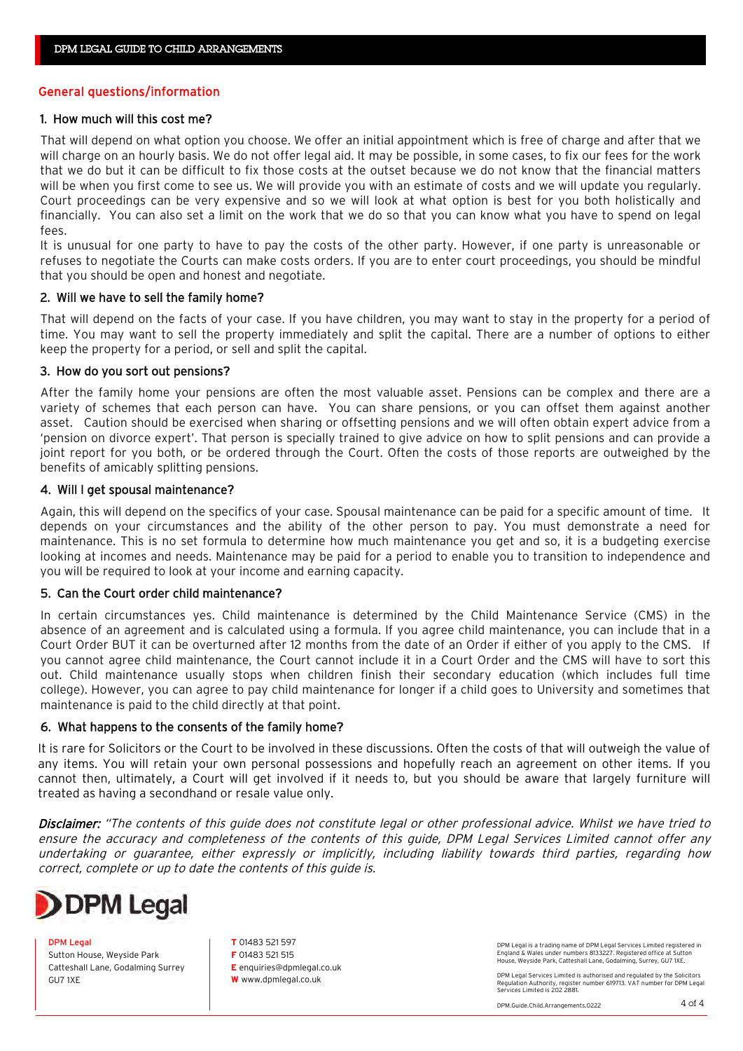## General questions/information

### 1. How much will this cost me?

That will depend on what option you choose. We offer an initial appointment which is free of charge and after that we will charge on an hourly basis. We do not offer legal aid. It may be possible, in some cases, to fix our fees for the work that we do but it can be difficult to fix those costs at the outset because we do not know that the financial matters will be when you first come to see us. We will provide you with an estimate of costs and we will update you regularly. Court proceedings can be very expensive and so we will look at what option is best for you both holistically and financially. You can also set a limit on the work that we do so that you can know what you have to spend on legal fees.

It is unusual for one party to have to pay the costs of the other party. However, if one party is unreasonable or refuses to negotiate the Courts can make costs orders. If you are to enter court proceedings, you should be mindful that you should be open and honest and negotiate.

### 2. Will we have to sell the family home?

That will depend on the facts of your case. If you have children, you may want to stay in the property for a period of time. You may want to sell the property immediately and split the capital. There are a number of options to either keep the property for a period, or sell and split the capital.

### 3. How do you sort out pensions?

After the family home your pensions are often the most valuable asset. Pensions can be complex and there are a variety of schemes that each person can have. You can share pensions, or you can offset them against another asset. Caution should be exercised when sharing or offsetting pensions and we will often obtain expert advice from a 'pension on divorce expert'. That person is specially trained to give advice on how to split pensions and can provide a joint report for you both, or be ordered through the Court. Often the costs of those reports are outweighed by the benefits of amicably splitting pensions.

### 4. Will I get spousal maintenance?

Again, this will depend on the specifics of your case. Spousal maintenance can be paid for a specific amount of time. It depends on your circumstances and the ability of the other person to pay. You must demonstrate a need for maintenance. This is no set formula to determine how much maintenance you get and so, it is a budgeting exercise looking at incomes and needs. Maintenance may be paid for a period to enable you to transition to independence and you will be required to look at your income and earning capacity.

### 5. Can the Court order child maintenance?

In certain circumstances yes. Child maintenance is determined by the Child Maintenance Service (CMS) in the absence of an agreement and is calculated using a formula. If you agree child maintenance, you can include that in a Court Order BUT it can be overturned after 12 months from the date of an Order if either of you apply to the CMS. If you cannot agree child maintenance, the Court cannot include it in a Court Order and the CMS will have to sort this out. Child maintenance usually stops when children finish their secondary education (which includes full time college). However, you can agree to pay child maintenance for longer if a child goes to University and sometimes that maintenance is paid to the child directly at that point.

### 6. What happens to the consents of the family home?

It is rare for Solicitors or the Court to be involved in these discussions. Often the costs of that will outweigh the value of any items. You will retain your own personal possessions and hopefully reach an agreement on other items. If you cannot then, ultimately, a Court will get involved if it needs to, but you should be aware that largely furniture will treated as having a secondhand or resale value only.

***Disclaimer:*** *"The contents of this guide does not constitute legal or other professional advice. Whilst we have tried to ensure the accuracy and completeness of the contents of this guide, DPM Legal Services Limited cannot offer any undertaking or guarantee, either expressly or implicitly, including liability towards third parties, regarding how correct, complete or up to date the contents of this guide is.*

**DPM Legal**
Sutton House, Weyside Park
Catteshall Lane, Godalming Surrey
GU7 1XE

**T** 01483 521 597
**F** 01483 521 515
**E** enquiries@dpmlegal.co.uk
**W** www.dpmlegal.co.uk

DPM Legal is a trading name of DPM Legal Services Limited registered in England & Wales under numbers 8133227. Registered office at Sutton House, Weyside Park, Catteshall Lane, Godalming, Surrey, GU7 1XE.

DPM Legal Services Limited is authorised and regulated by the Solicitors Regulation Authority, register number 619713. VAT number for DPM Legal Services Limited is 202 2881.

DPM.Guide.Child.Arrangements.0222